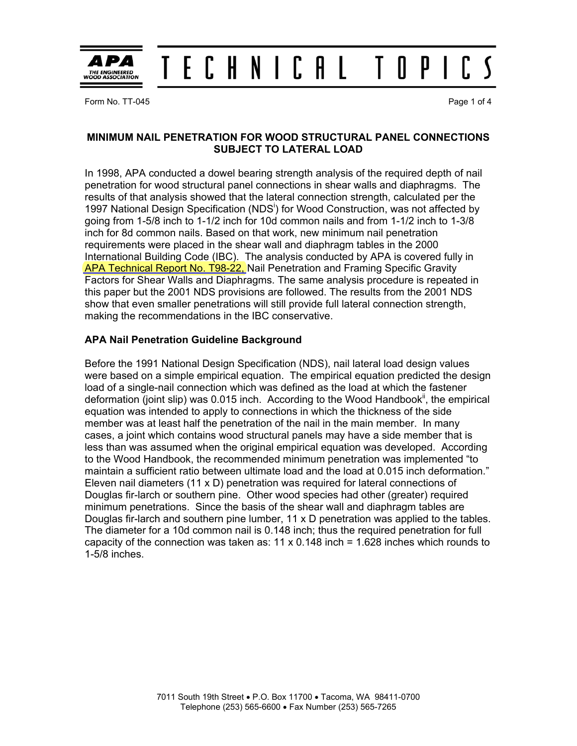# TECHNICAL TOPICS

Form No. TT-045

## MINIMUM NAIL PENETRATION FOR WOOD STRUCTURAL PANEL CONNECTIONS SUBJECT TO LATERAL LOAD

In 1998, APA conducted a dowel bearing strength analysis of the required depth of nail penetration for wood structural panel connections in shear walls and diaphragms. The results of that analysis showed that the lateral connection strength, calculated per the 1997 National Design Specification (NDS[i]) for Wood Construction, was not affected by going from 1-5/8 inch to 1-1/2 inch for 10d common nails and from 1-1/2 inch to 1-3/8 inch for 8d common nails. Based on that work, new minimum nail penetration requirements were placed in the shear wall and diaphragm tables in the 2000 International Building Code (IBC). The analysis conducted by APA is covered fully in APA Technical Report No. T98-22, Nail Penetration and Framing Specific Gravity Factors for Shear Walls and Diaphragms. The same analysis procedure is repeated in this paper but the 2001 NDS provisions are followed. The results from the 2001 NDS show that even smaller penetrations will still provide full lateral connection strength, making the recommendations in the IBC conservative.

### APA Nail Penetration Guideline Background

Before the 1991 National Design Specification (NDS), nail lateral load design values were based on a simple empirical equation. The empirical equation predicted the design load of a single-nail connection which was defined as the load at which the fastener deformation (joint slip) was 0.015 inch. According to the Wood Handbook[ii], the empirical equation was intended to apply to connections in which the thickness of the side member was at least half the penetration of the nail in the main member. In many cases, a joint which contains wood structural panels may have a side member that is less than was assumed when the original empirical equation was developed. According to the Wood Handbook, the recommended minimum penetration was implemented "to maintain a sufficient ratio between ultimate load and the load at 0.015 inch deformation." Eleven nail diameters (11 x D) penetration was required for lateral connections of Douglas fir-larch or southern pine. Other wood species had other (greater) required minimum penetrations. Since the basis of the shear wall and diaphragm tables are Douglas fir-larch and southern pine lumber, 11 x D penetration was applied to the tables. The diameter for a 10d common nail is 0.148 inch; thus the required penetration for full capacity of the connection was taken as: 11 x 0.148 inch = 1.628 inches which rounds to 1-5/8 inches.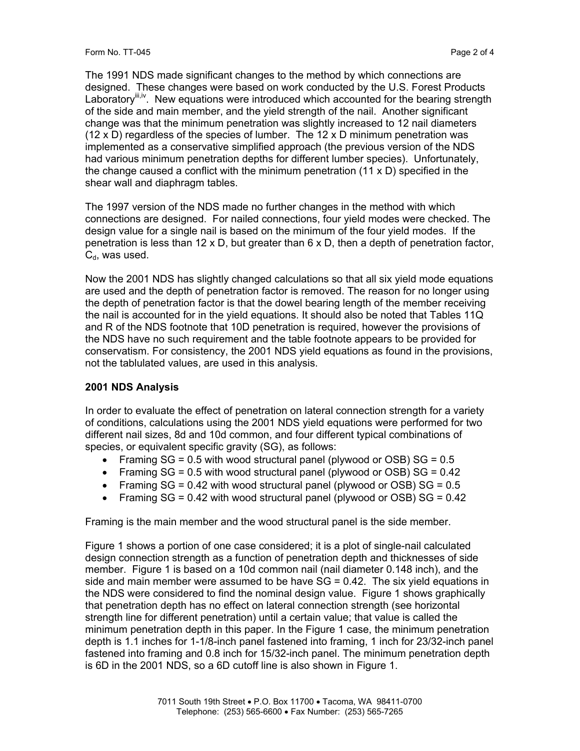The 1991 NDS made significant changes to the method by which connections are designed. These changes were based on work conducted by the U.S. Forest Products Laboratory[iii,iv]. New equations were introduced which accounted for the bearing strength of the side and main member, and the yield strength of the nail. Another significant change was that the minimum penetration was slightly increased to 12 nail diameters (12 x D) regardless of the species of lumber. The 12 x D minimum penetration was implemented as a conservative simplified approach (the previous version of the NDS had various minimum penetration depths for different lumber species). Unfortunately, the change caused a conflict with the minimum penetration (11 x D) specified in the shear wall and diaphragm tables.

The 1997 version of the NDS made no further changes in the method with which connections are designed. For nailed connections, four yield modes were checked. The design value for a single nail is based on the minimum of the four yield modes. If the penetration is less than 12 x D, but greater than 6 x D, then a depth of penetration factor, $C_d$, was used.

Now the 2001 NDS has slightly changed calculations so that all six yield mode equations are used and the depth of penetration factor is removed. The reason for no longer using the depth of penetration factor is that the dowel bearing length of the member receiving the nail is accounted for in the yield equations. It should also be noted that Tables 11Q and R of the NDS footnote that 10D penetration is required, however the provisions of the NDS have no such requirement and the table footnote appears to be provided for conservatism. For consistency, the 2001 NDS yield equations as found in the provisions, not the tablulated values, are used in this analysis.

**2001 NDS Analysis**

In order to evaluate the effect of penetration on lateral connection strength for a variety of conditions, calculations using the 2001 NDS yield equations were performed for two different nail sizes, 8d and 10d common, and four different typical combinations of species, or equivalent specific gravity (SG), as follows:

- Framing SG = 0.5 with wood structural panel (plywood or OSB) SG = 0.5
- Framing SG = 0.5 with wood structural panel (plywood or OSB) SG = 0.42
- Framing SG = 0.42 with wood structural panel (plywood or OSB) SG = 0.5
- Framing SG = 0.42 with wood structural panel (plywood or OSB) SG = 0.42

Framing is the main member and the wood structural panel is the side member.

Figure 1 shows a portion of one case considered; it is a plot of single-nail calculated design connection strength as a function of penetration depth and thicknesses of side member. Figure 1 is based on a 10d common nail (nail diameter 0.148 inch), and the side and main member were assumed to be have SG = 0.42. The six yield equations in the NDS were considered to find the nominal design value. Figure 1 shows graphically that penetration depth has no effect on lateral connection strength (see horizontal strength line for different penetration) until a certain value; that value is called the minimum penetration depth in this paper. In the Figure 1 case, the minimum penetration depth is 1.1 inches for 1-1/8-inch panel fastened into framing, 1 inch for 23/32-inch panel fastened into framing and 0.8 inch for 15/32-inch panel. The minimum penetration depth is 6D in the 2001 NDS, so a 6D cutoff line is also shown in Figure 1.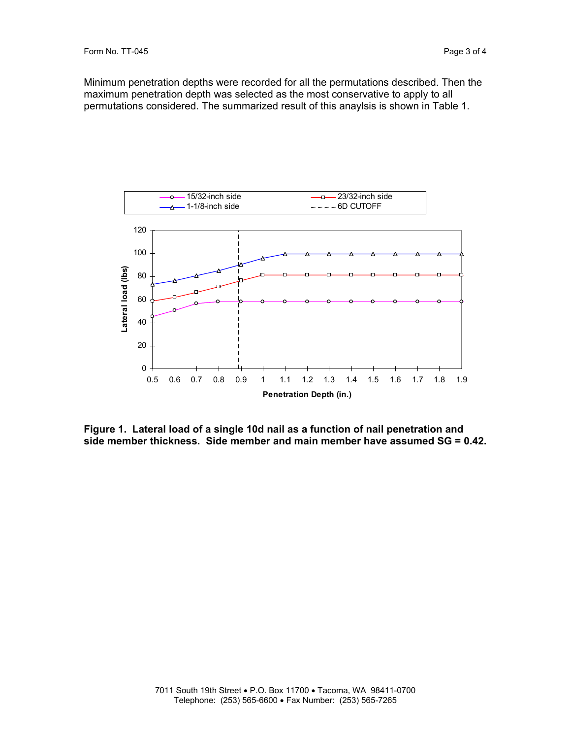Minimum penetration depths were recorded for all the permutations described. Then the maximum penetration depth was selected as the most conservative to apply to all permutations considered. The summarized result of this anaylsis is shown in Table 1.

**Figure 1. Lateral load of a single 10d nail as a function of nail penetration and side member thickness. Side member and main member have assumed SG = 0.42.**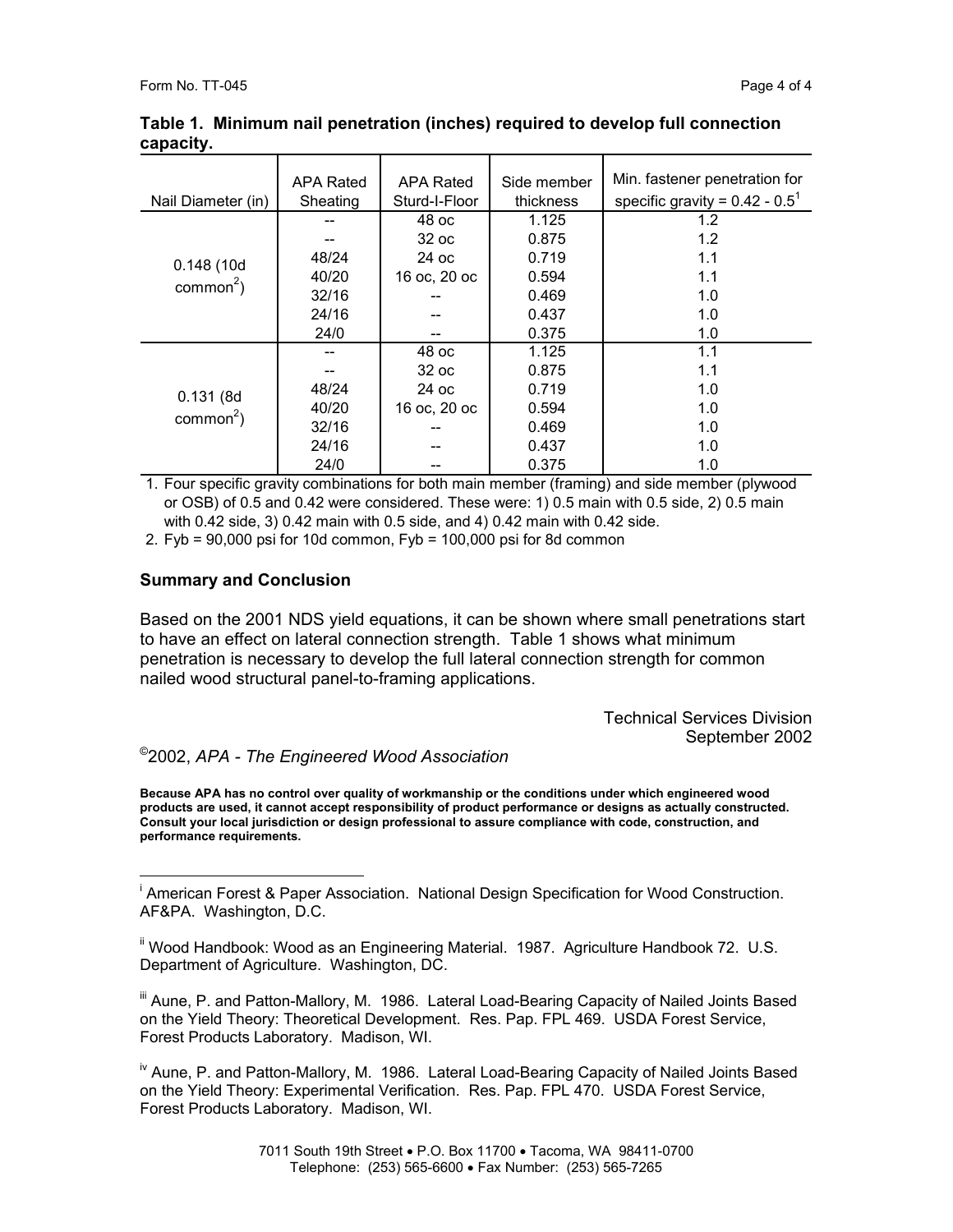**Table 1. Minimum nail penetration (inches) required to develop full connection capacity.**

| Nail Diameter (in) | APA Rated Sheating | APA Rated Sturd-I-Floor | Side member thickness | Min. fastener penetration for specific gravity = 0.42 - 0.5[1] |
|---|---|---|---|---|
| 0.148 (10d common[2]) | -- | 48 oc | 1.125 | 1.2 |
| | -- | 32 oc | 0.875 | 1.2 |
| | 48/24 | 24 oc | 0.719 | 1.1 |
| | 40/20 | 16 oc, 20 oc | 0.594 | 1.1 |
| | 32/16 | -- | 0.469 | 1.0 |
| | 24/16 | -- | 0.437 | 1.0 |
| | 24/0 | -- | 0.375 | 1.0 |
| 0.131 (8d common[2]) | -- | 48 oc | 1.125 | 1.1 |
| | -- | 32 oc | 0.875 | 1.1 |
| | 48/24 | 24 oc | 0.719 | 1.0 |
| | 40/20 | 16 oc, 20 oc | 0.594 | 1.0 |
| | 32/16 | -- | 0.469 | 1.0 |
| | 24/16 | -- | 0.437 | 1.0 |
| | 24/0 | -- | 0.375 | 1.0 |

1. Four specific gravity combinations for both main member (framing) and side member (plywood or OSB) of 0.5 and 0.42 were considered. These were: 1) 0.5 main with 0.5 side, 2) 0.5 main with 0.42 side, 3) 0.42 main with 0.5 side, and 4) 0.42 main with 0.42 side.
2. $F_{yb}$ = 90,000 psi for 10d common, $F_{yb}$ = 100,000 psi for 8d common

## Summary and Conclusion

Based on the 2001 NDS yield equations, it can be shown where small penetrations start to have an effect on lateral connection strength. Table 1 shows what minimum penetration is necessary to develop the full lateral connection strength for common nailed wood structural panel-to-framing applications.

Technical Services Division
September 2002

©2002, *APA - The Engineered Wood Association*

**Because APA has no control over quality of workmanship or the conditions under which engineered wood products are used, it cannot accept responsibility of product performance or designs as actually constructed. Consult your local jurisdiction or design professional to assure compliance with code, construction, and performance requirements.**

---

[i] American Forest & Paper Association. National Design Specification for Wood Construction. AF&PA. Washington, D.C.

[ii] Wood Handbook: Wood as an Engineering Material. 1987. Agriculture Handbook 72. U.S. Department of Agriculture. Washington, DC.

[iii] Aune, P. and Patton-Mallory, M. 1986. Lateral Load-Bearing Capacity of Nailed Joints Based on the Yield Theory: Theoretical Development. Res. Pap. FPL 469. USDA Forest Service, Forest Products Laboratory. Madison, WI.

[iv] Aune, P. and Patton-Mallory, M. 1986. Lateral Load-Bearing Capacity of Nailed Joints Based on the Yield Theory: Experimental Verification. Res. Pap. FPL 470. USDA Forest Service, Forest Products Laboratory. Madison, WI.

7011 South 19th Street • P.O. Box 11700 • Tacoma, WA 98411-0700
Telephone: (253) 565-6600 • Fax Number: (253) 565-7265